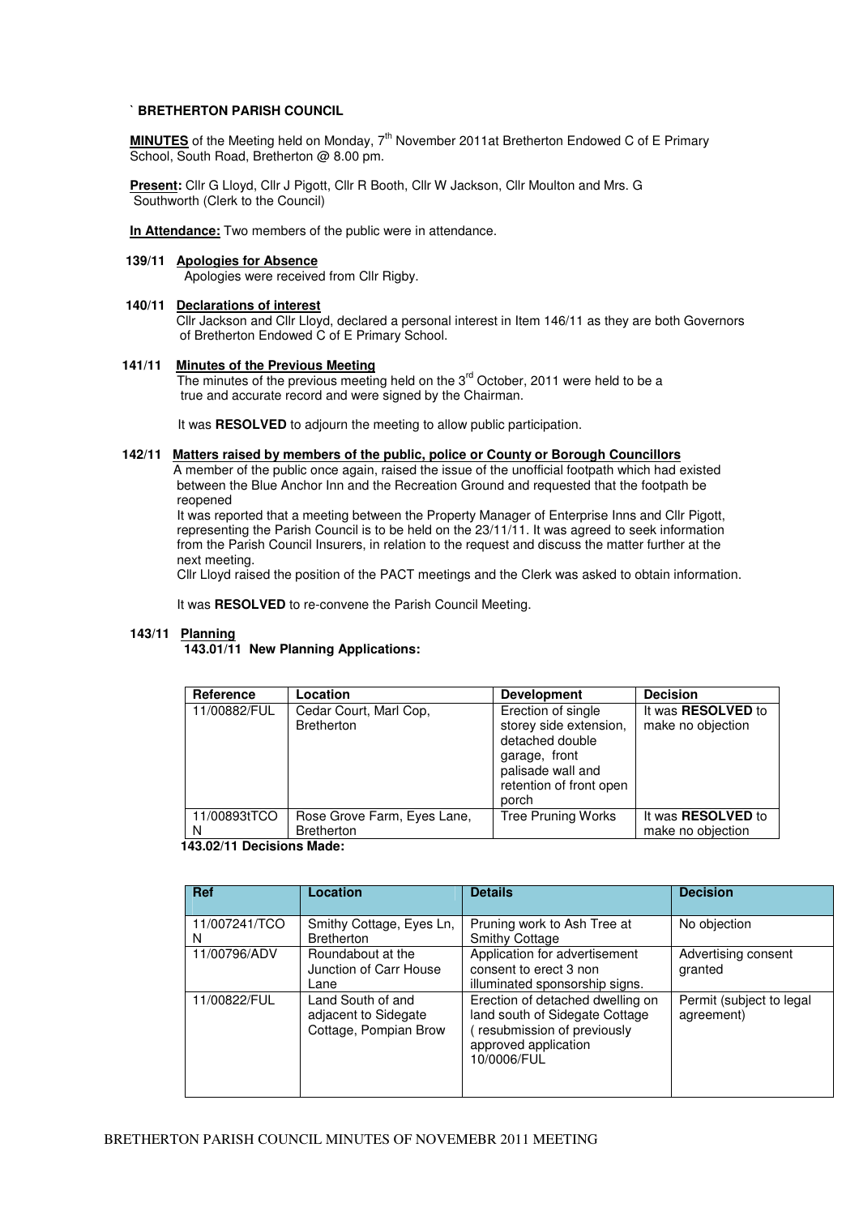` **BRETHERTON PARISH COUNCIL**

**MINUTES** of the Meeting held on Monday, 7th November 2011at Bretherton Endowed C of E Primary School, South Road, Bretherton @ 8.00 pm.

**Present:** Cllr G Lloyd, Cllr J Pigott, Cllr R Booth, Cllr W Jackson, Cllr Moulton and Mrs. G Southworth (Clerk to the Council)

**In Attendance:** Two members of the public were in attendance.

**139/11 Apologies for Absence**

Apologies were received from Cllr Rigby.

**140/11 Declarations of interest**

Cllr Jackson and Cllr Lloyd, declared a personal interest in Item 146/11 as they are both Governors of Bretherton Endowed C of E Primary School.

**141/11 Minutes of the Previous Meeting**

The minutes of the previous meeting held on the 3rd October, 2011 were held to be a true and accurate record and were signed by the Chairman.

It was **RESOLVED** to adjourn the meeting to allow public participation.

**142/11 Matters raised by members of the public, police or County or Borough Councillors**

A member of the public once again, raised the issue of the unofficial footpath which had existed between the Blue Anchor Inn and the Recreation Ground and requested that the footpath be reopened

It was reported that a meeting between the Property Manager of Enterprise Inns and Cllr Pigott, representing the Parish Council is to be held on the 23/11/11. It was agreed to seek information from the Parish Council Insurers, in relation to the request and discuss the matter further at the next meeting.

Cllr Lloyd raised the position of the PACT meetings and the Clerk was asked to obtain information.

It was **RESOLVED** to re-convene the Parish Council Meeting.

**143/11 Planning**

**143.01/11 New Planning Applications:**

| Reference | Location | Development | Decision |
|---|---|---|---|
| 11/00882/FUL | Cedar Court, Marl Cop, Bretherton | Erection of single storey side extension, detached double garage, front palisade wall and retention of front open porch | It was **RESOLVED** to make no objection |
| 11/00893tTCON | Rose Grove Farm, Eyes Lane, Bretherton | Tree Pruning Works | It was **RESOLVED** to make no objection |

**143.02/11 Decisions Made:**

| Ref | Location | Details | Decision |
|---|---|---|---|
| 11/007241/TCON | Smithy Cottage, Eyes Ln, Bretherton | Pruning work to Ash Tree at Smithy Cottage | No objection |
| 11/00796/ADV | Roundabout at the Junction of Carr House Lane | Application for advertisement consent to erect 3 non illuminated sponsorship signs. | Advertising consent granted |
| 11/00822/FUL | Land South of and adjacent to Sidegate Cottage, Pompian Brow | Erection of detached dwelling on land south of Sidegate Cottage ( resubmission of previously approved application 10/0006/FUL | Permit (subject to legal agreement) |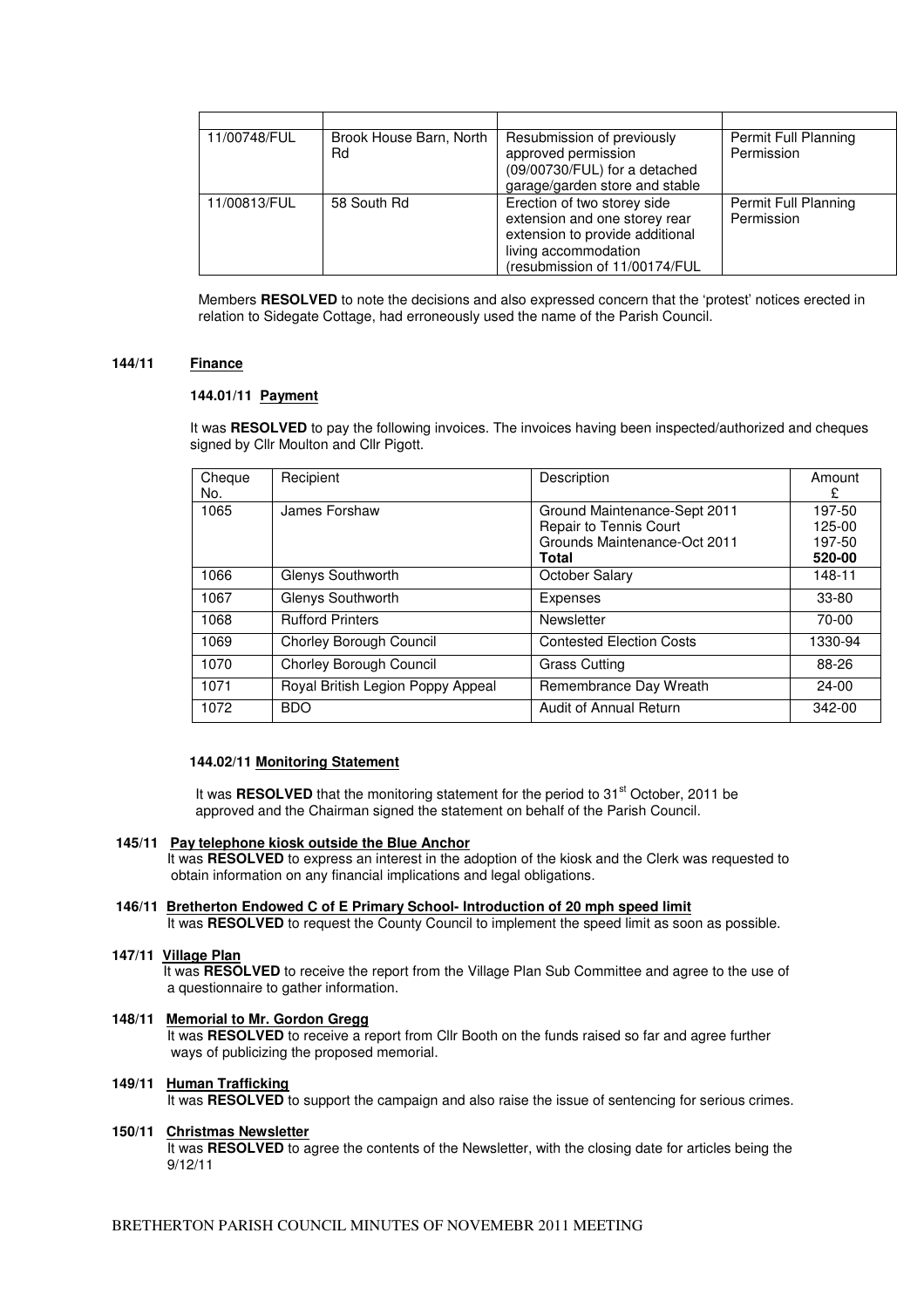| | | | |
|---|---|---|---|
| 11/00748/FUL | Brook House Barn, North Rd | Resubmission of previously approved permission (09/00730/FUL) for a detached garage/garden store and stable | Permit Full Planning Permission |
| 11/00813/FUL | 58 South Rd | Erection of two storey side extension and one storey rear extension to provide additional living accommodation (resubmission of 11/00174/FUL | Permit Full Planning Permission |

Members **RESOLVED** to note the decisions and also expressed concern that the 'protest' notices erected in relation to Sidegate Cottage, had erroneously used the name of the Parish Council.

**144/11 Finance**

**144.01/11 Payment**

It was **RESOLVED** to pay the following invoices. The invoices having been inspected/authorized and cheques signed by Cllr Moulton and Cllr Pigott.

| Cheque No. | Recipient | Description | Amount £ |
|---|---|---|---|
| 1065 | James Forshaw | Ground Maintenance-Sept 2011<br>Repair to Tennis Court<br>Grounds Maintenance-Oct 2011<br>**Total** | 197-50<br>125-00<br>197-50<br>**520-00** |
| 1066 | Glenys Southworth | October Salary | 148-11 |
| 1067 | Glenys Southworth | Expenses | 33-80 |
| 1068 | Rufford Printers | Newsletter | 70-00 |
| 1069 | Chorley Borough Council | Contested Election Costs | 1330-94 |
| 1070 | Chorley Borough Council | Grass Cutting | 88-26 |
| 1071 | Royal British Legion Poppy Appeal | Remembrance Day Wreath | 24-00 |
| 1072 | BDO | Audit of Annual Return | 342-00 |

**144.02/11 Monitoring Statement**

It was **RESOLVED** that the monitoring statement for the period to 31st October, 2011 be approved and the Chairman signed the statement on behalf of the Parish Council.

**145/11 Pay telephone kiosk outside the Blue Anchor**
It was **RESOLVED** to express an interest in the adoption of the kiosk and the Clerk was requested to obtain information on any financial implications and legal obligations.

**146/11 Bretherton Endowed C of E Primary School- Introduction of 20 mph speed limit**
It was **RESOLVED** to request the County Council to implement the speed limit as soon as possible.

**147/11 Village Plan**
It was **RESOLVED** to receive the report from the Village Plan Sub Committee and agree to the use of a questionnaire to gather information.

**148/11 Memorial to Mr. Gordon Gregg**
It was **RESOLVED** to receive a report from Cllr Booth on the funds raised so far and agree further ways of publicizing the proposed memorial.

**149/11 Human Trafficking**
It was **RESOLVED** to support the campaign and also raise the issue of sentencing for serious crimes.

**150/11 Christmas Newsletter**
It was **RESOLVED** to agree the contents of the Newsletter, with the closing date for articles being the 9/12/11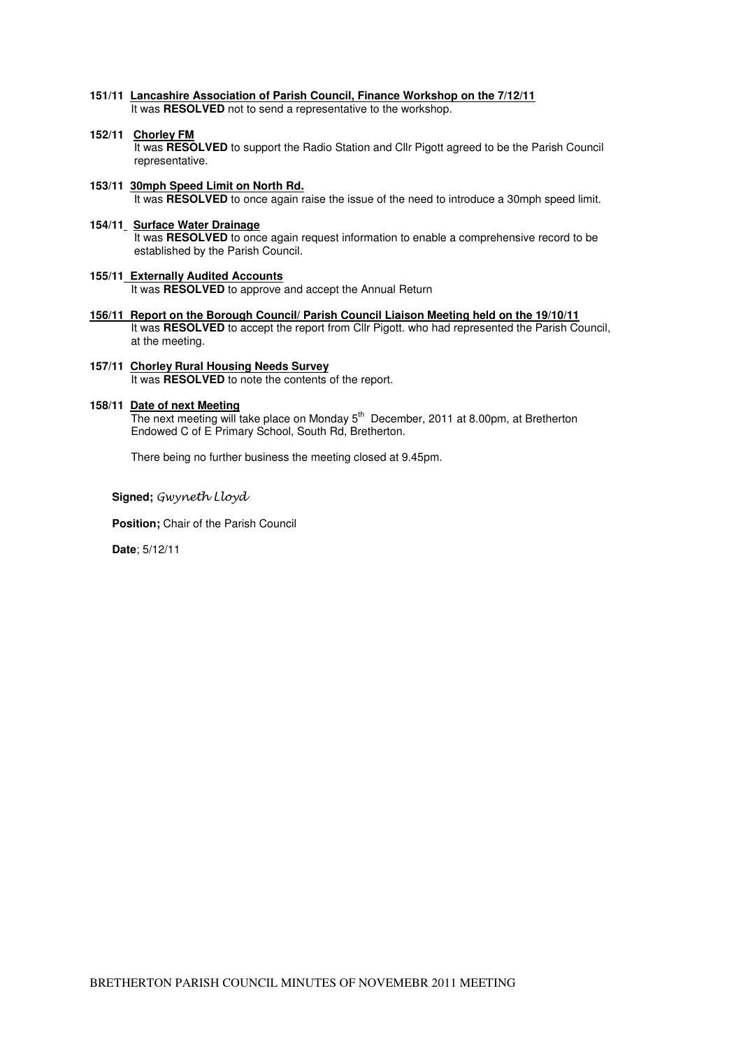**151/11 Lancashire Association of Parish Council, Finance Workshop on the 7/12/11**
It was **RESOLVED** not to send a representative to the workshop.

**152/11 Chorley FM**
It was **RESOLVED** to support the Radio Station and Cllr Pigott agreed to be the Parish Council representative.

**153/11 30mph Speed Limit on North Rd.**
It was **RESOLVED** to once again raise the issue of the need to introduce a 30mph speed limit.

**154/11 Surface Water Drainage**
It was **RESOLVED** to once again request information to enable a comprehensive record to be established by the Parish Council.

**155/11 Externally Audited Accounts**
It was **RESOLVED** to approve and accept the Annual Return

**156/11 Report on the Borough Council/ Parish Council Liaison Meeting held on the 19/10/11**
It was **RESOLVED** to accept the report from Cllr Pigott. who had represented the Parish Council, at the meeting.

**157/11 Chorley Rural Housing Needs Survey**
It was **RESOLVED** to note the contents of the report.

**158/11 Date of next Meeting**
The next meeting will take place on Monday 5th December, 2011 at 8.00pm, at Bretherton Endowed C of E Primary School, South Rd, Bretherton.

There being no further business the meeting closed at 9.45pm.

**Signed;** *Gwyneth Lloyd*

**Position;** Chair of the Parish Council

**Date**; 5/12/11